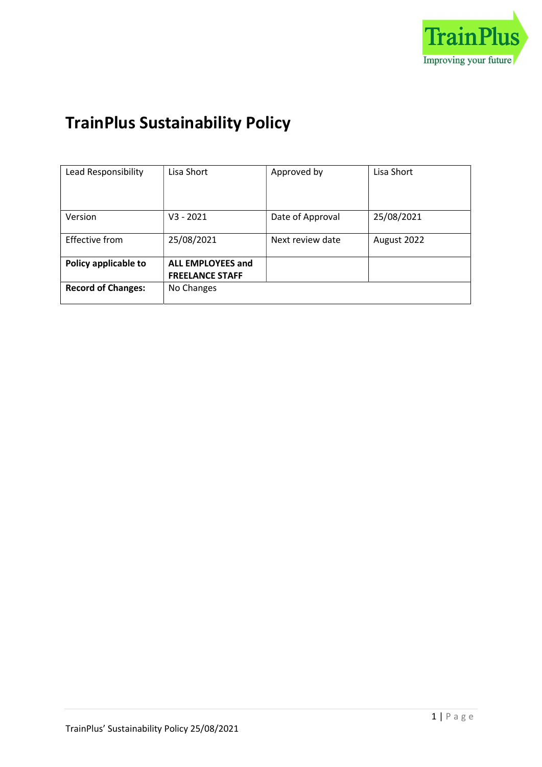# TrainPlus Sustainability Policy

| Lead Responsibility | Lisa Short | Approved by | Lisa Short |
| --- | --- | --- | --- |
| Version | V3 - 2021 | Date of Approval | 25/08/2021 |
| Effective from | 25/08/2021 | Next review date | August 2022 |
| **Policy applicable to** | **ALL EMPLOYEES and FREELANCE STAFF** | | |
| **Record of Changes:** | No Changes | | |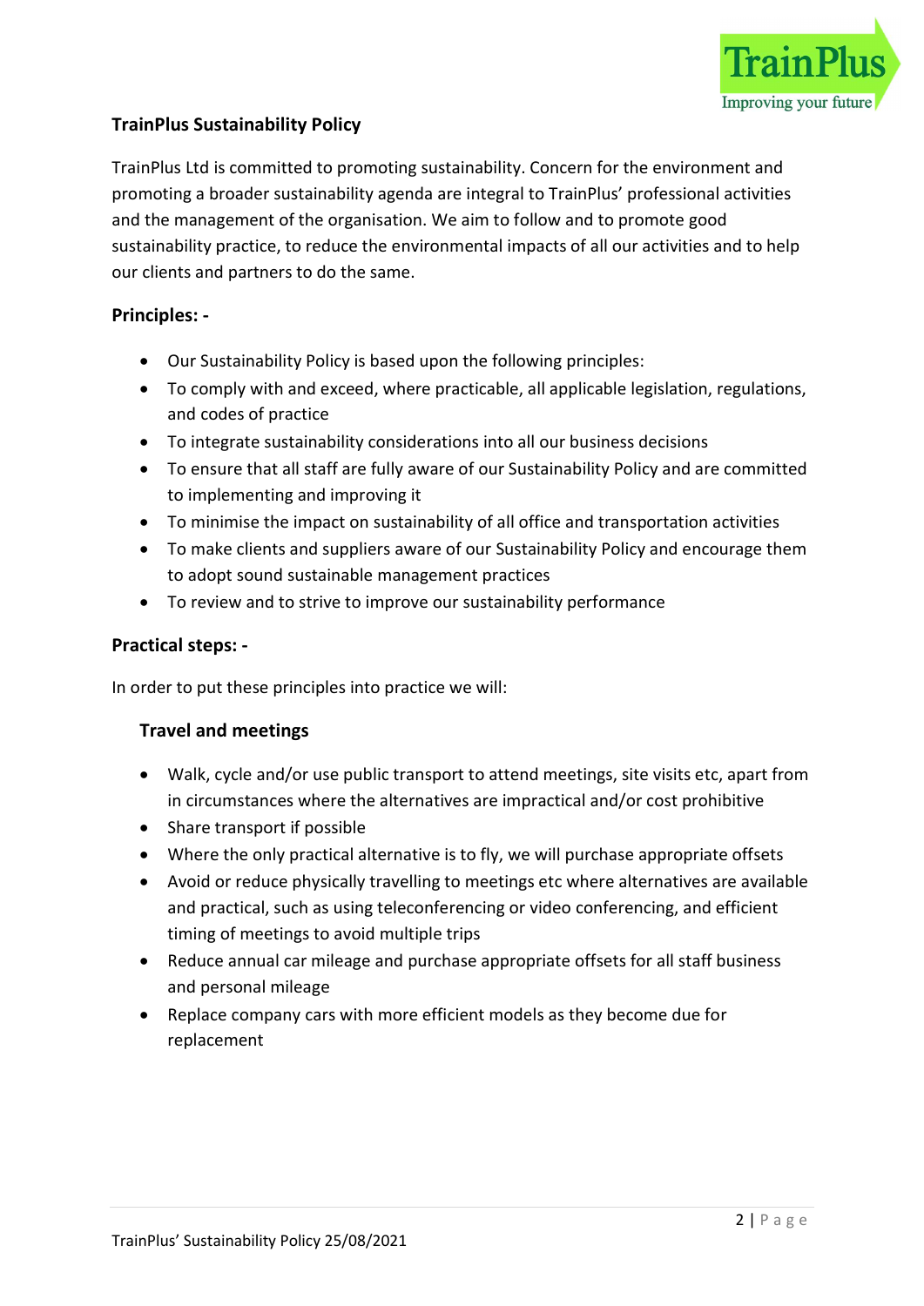## TrainPlus Sustainability Policy

TrainPlus Ltd is committed to promoting sustainability. Concern for the environment and promoting a broader sustainability agenda are integral to TrainPlus' professional activities and the management of the organisation. We aim to follow and to promote good sustainability practice, to reduce the environmental impacts of all our activities and to help our clients and partners to do the same.

### Principles: -

- Our Sustainability Policy is based upon the following principles:
- To comply with and exceed, where practicable, all applicable legislation, regulations, and codes of practice
- To integrate sustainability considerations into all our business decisions
- To ensure that all staff are fully aware of our Sustainability Policy and are committed to implementing and improving it
- To minimise the impact on sustainability of all office and transportation activities
- To make clients and suppliers aware of our Sustainability Policy and encourage them to adopt sound sustainable management practices
- To review and to strive to improve our sustainability performance

### Practical steps: -

In order to put these principles into practice we will:

#### Travel and meetings

- Walk, cycle and/or use public transport to attend meetings, site visits etc, apart from in circumstances where the alternatives are impractical and/or cost prohibitive
- Share transport if possible
- Where the only practical alternative is to fly, we will purchase appropriate offsets
- Avoid or reduce physically travelling to meetings etc where alternatives are available and practical, such as using teleconferencing or video conferencing, and efficient timing of meetings to avoid multiple trips
- Reduce annual car mileage and purchase appropriate offsets for all staff business and personal mileage
- Replace company cars with more efficient models as they become due for replacement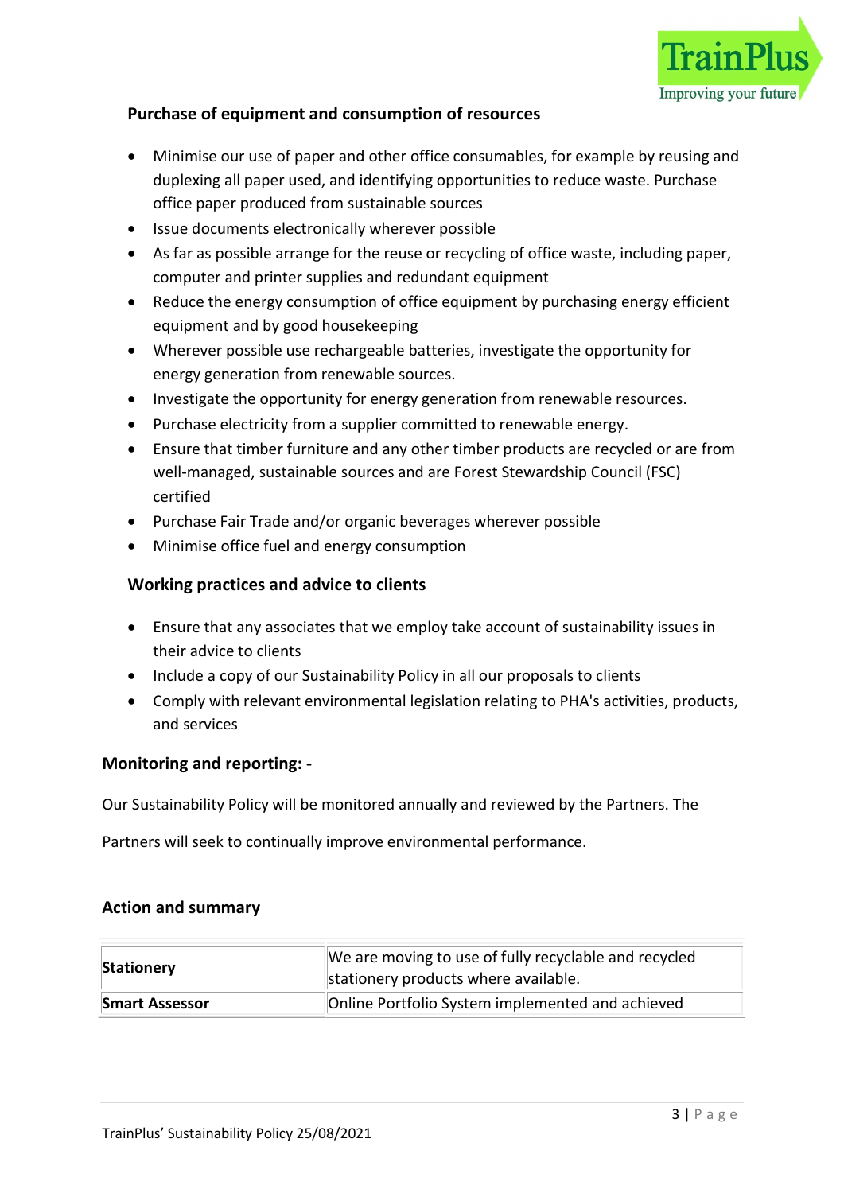### Purchase of equipment and consumption of resources

- Minimise our use of paper and other office consumables, for example by reusing and duplexing all paper used, and identifying opportunities to reduce waste. Purchase office paper produced from sustainable sources
- Issue documents electronically wherever possible
- As far as possible arrange for the reuse or recycling of office waste, including paper, computer and printer supplies and redundant equipment
- Reduce the energy consumption of office equipment by purchasing energy efficient equipment and by good housekeeping
- Wherever possible use rechargeable batteries, investigate the opportunity for energy generation from renewable sources.
- Investigate the opportunity for energy generation from renewable resources.
- Purchase electricity from a supplier committed to renewable energy.
- Ensure that timber furniture and any other timber products are recycled or are from well-managed, sustainable sources and are Forest Stewardship Council (FSC) certified
- Purchase Fair Trade and/or organic beverages wherever possible
- Minimise office fuel and energy consumption

### Working practices and advice to clients

- Ensure that any associates that we employ take account of sustainability issues in their advice to clients
- Include a copy of our Sustainability Policy in all our proposals to clients
- Comply with relevant environmental legislation relating to PHA's activities, products, and services

## Monitoring and reporting: -

Our Sustainability Policy will be monitored annually and reviewed by the Partners. The

Partners will seek to continually improve environmental performance.

## Action and summary

| | |
|---|---|
| **Stationery** | We are moving to use of fully recyclable and recycled stationery products where available. |
| **Smart Assessor** | Online Portfolio System implemented and achieved |